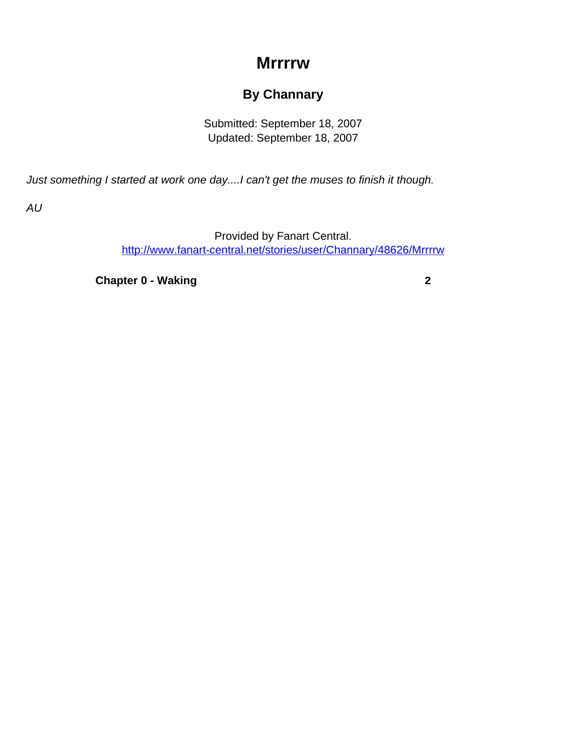# Mrrrrw

## By Channary

Submitted: September 18, 2007
Updated: September 18, 2007

*Just something I started at work one day....I can't get the muses to finish it though.*

*AU*

Provided by Fanart Central.
[http://www.fanart-central.net/stories/user/Channary/48626/Mrrrrw](http://www.fanart-central.net/stories/user/Channary/48626/Mrrrrw)

| | |
|---|---|
| **Chapter 0 - Waking** | **2** |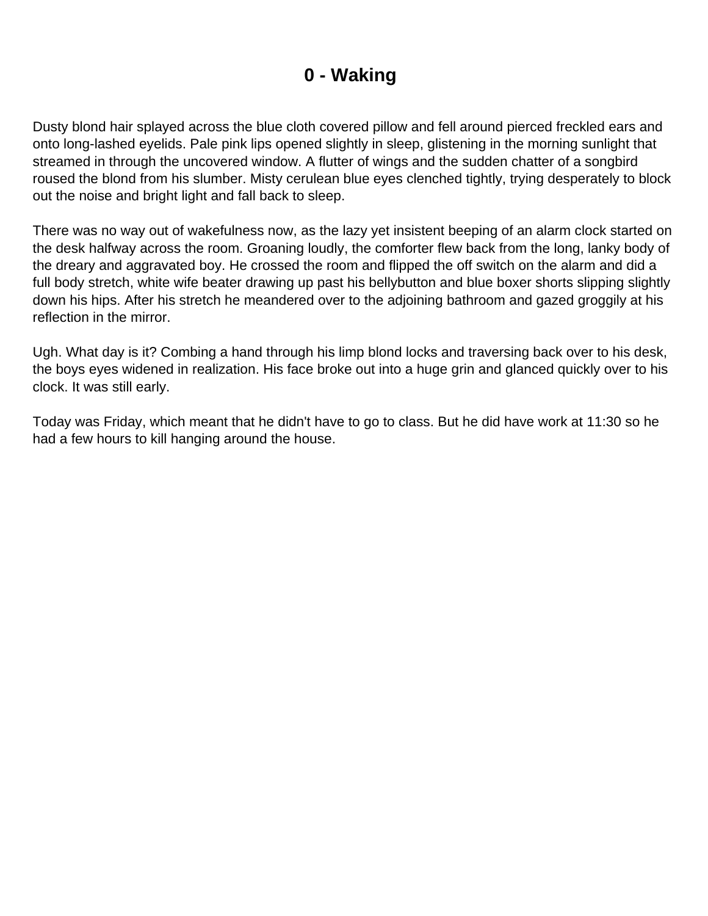# 0 - Waking

Dusty blond hair splayed across the blue cloth covered pillow and fell around pierced freckled ears and onto long-lashed eyelids. Pale pink lips opened slightly in sleep, glistening in the morning sunlight that streamed in through the uncovered window. A flutter of wings and the sudden chatter of a songbird roused the blond from his slumber. Misty cerulean blue eyes clenched tightly, trying desperately to block out the noise and bright light and fall back to sleep.

There was no way out of wakefulness now, as the lazy yet insistent beeping of an alarm clock started on the desk halfway across the room. Groaning loudly, the comforter flew back from the long, lanky body of the dreary and aggravated boy. He crossed the room and flipped the off switch on the alarm and did a full body stretch, white wife beater drawing up past his bellybutton and blue boxer shorts slipping slightly down his hips. After his stretch he meandered over to the adjoining bathroom and gazed groggily at his reflection in the mirror.

Ugh. What day is it? Combing a hand through his limp blond locks and traversing back over to his desk, the boys eyes widened in realization. His face broke out into a huge grin and glanced quickly over to his clock. It was still early.

Today was Friday, which meant that he didn't have to go to class. But he did have work at 11:30 so he had a few hours to kill hanging around the house.